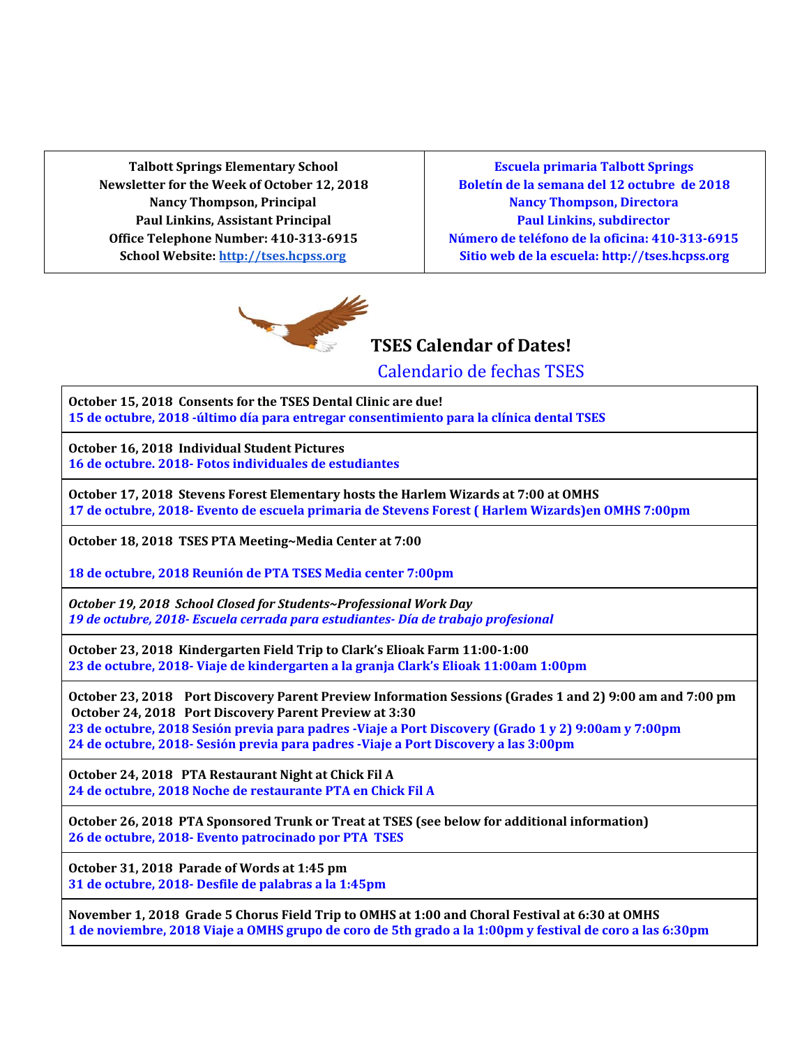| **Talbott Springs Elementary School**<br>**Newsletter for the Week of October 12, 2018**<br>**Nancy Thompson, Principal**<br>**Paul Linkins, Assistant Principal**<br>**Office Telephone Number: 410-313-6915**<br>**School Website: http://tses.hcpss.org** | **Escuela primaria Talbott Springs**<br>**Boletín de la semana del 12 octubre de 2018**<br>**Nancy Thompson, Directora**<br>**Paul Linkins, subdirector**<br>**Número de teléfono de la oficina: 410-313-6915**<br>**Sitio web de la escuela: http://tses.hcpss.org** |
|---|---|

## TSES Calendar of Dates!

Calendario de fechas TSES

| |
|---|
| **October 15, 2018 Consents for the TSES Dental Clinic are due!**<br>**15 de octubre, 2018 -último día para entregar consentimiento para la clínica dental TSES** |
| **October 16, 2018 Individual Student Pictures**<br>**16 de octubre. 2018- Fotos individuales de estudiantes** |
| **October 17, 2018 Stevens Forest Elementary hosts the Harlem Wizards at 7:00 at OMHS**<br>**17 de octubre, 2018- Evento de escuela primaria de Stevens Forest ( Harlem Wizards)en OMHS 7:00pm** |
| **October 18, 2018 TSES PTA Meeting~Media Center at 7:00**<br><br>**18 de octubre, 2018 Reunión de PTA TSES Media center 7:00pm** |
| ***October 19, 2018 School Closed for Students~Professional Work Day***<br>***19 de octubre, 2018- Escuela cerrada para estudiantes- Día de trabajo profesional*** |
| **October 23, 2018 Kindergarten Field Trip to Clark's Elioak Farm 11:00-1:00**<br>**23 de octubre, 2018- Viaje de kindergarten a la granja Clark's Elioak 11:00am 1:00pm** |
| **October 23, 2018 Port Discovery Parent Preview Information Sessions (Grades 1 and 2) 9:00 am and 7:00 pm**<br>**October 24, 2018 Port Discovery Parent Preview at 3:30**<br>**23 de octubre, 2018 Sesión previa para padres -Viaje a Port Discovery (Grado 1 y 2) 9:00am y 7:00pm**<br>**24 de octubre, 2018- Sesión previa para padres -Viaje a Port Discovery a las 3:00pm** |
| **October 24, 2018 PTA Restaurant Night at Chick Fil A**<br>**24 de octubre, 2018 Noche de restaurante PTA en Chick Fil A** |
| **October 26, 2018 PTA Sponsored Trunk or Treat at TSES (see below for additional information)**<br>**26 de octubre, 2018- Evento patrocinado por PTA TSES** |
| **October 31, 2018 Parade of Words at 1:45 pm**<br>**31 de octubre, 2018- Desfile de palabras a la 1:45pm** |
| **November 1, 2018 Grade 5 Chorus Field Trip to OMHS at 1:00 and Choral Festival at 6:30 at OMHS**<br>**1 de noviembre, 2018 Viaje a OMHS grupo de coro de 5th grado a la 1:00pm y festival de coro a las 6:30pm** |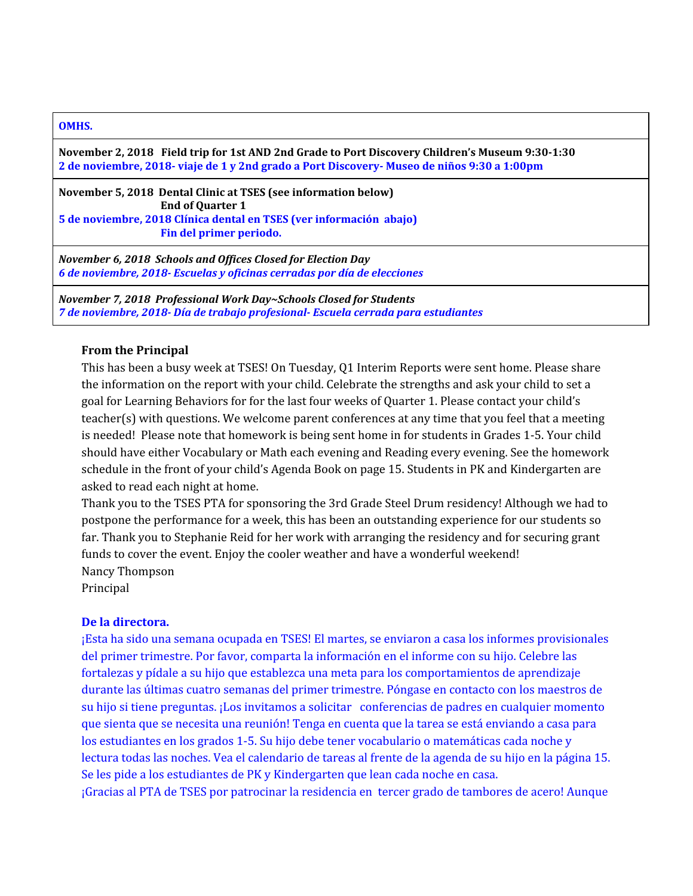| **OMHS.** |
|---|
| **November 2, 2018 Field trip for 1st AND 2nd Grade to Port Discovery Children's Museum 9:30-1:30**<br>**2 de noviembre, 2018- viaje de 1 y 2nd grado a Port Discovery- Museo de niños 9:30 a 1:00pm** |
| **November 5, 2018 Dental Clinic at TSES (see information below)**<br>**End of Quarter 1**<br>**5 de noviembre, 2018 Clínica dental en TSES (ver información abajo)**<br>**Fin del primer periodo.** |
| ***November 6, 2018 Schools and Offices Closed for Election Day***<br>***6 de noviembre, 2018- Escuelas y oficinas cerradas por día de elecciones*** |
| ***November 7, 2018 Professional Work Day~Schools Closed for Students***<br>***7 de noviembre, 2018- Día de trabajo profesional- Escuela cerrada para estudiantes*** |

**From the Principal**

This has been a busy week at TSES! On Tuesday, Q1 Interim Reports were sent home. Please share the information on the report with your child. Celebrate the strengths and ask your child to set a goal for Learning Behaviors for for the last four weeks of Quarter 1. Please contact your child's teacher(s) with questions. We welcome parent conferences at any time that you feel that a meeting is needed! Please note that homework is being sent home in for students in Grades 1-5. Your child should have either Vocabulary or Math each evening and Reading every evening. See the homework schedule in the front of your child's Agenda Book on page 15. Students in PK and Kindergarten are asked to read each night at home.

Thank you to the TSES PTA for sponsoring the 3rd Grade Steel Drum residency! Although we had to postpone the performance for a week, this has been an outstanding experience for our students so far. Thank you to Stephanie Reid for her work with arranging the residency and for securing grant funds to cover the event. Enjoy the cooler weather and have a wonderful weekend!

Nancy Thompson
Principal

**De la directora.**

¡Esta ha sido una semana ocupada en TSES! El martes, se enviaron a casa los informes provisionales del primer trimestre. Por favor, comparta la información en el informe con su hijo. Celebre las fortalezas y pídale a su hijo que establezca una meta para los comportamientos de aprendizaje durante las últimas cuatro semanas del primer trimestre. Póngase en contacto con los maestros de su hijo si tiene preguntas. ¡Los invitamos a solicitar conferencias de padres en cualquier momento que sienta que se necesita una reunión! Tenga en cuenta que la tarea se está enviando a casa para los estudiantes en los grados 1-5. Su hijo debe tener vocabulario o matemáticas cada noche y lectura todas las noches. Vea el calendario de tareas al frente de la agenda de su hijo en la página 15. Se les pide a los estudiantes de PK y Kindergarten que lean cada noche en casa.

¡Gracias al PTA de TSES por patrocinar la residencia en tercer grado de tambores de acero! Aunque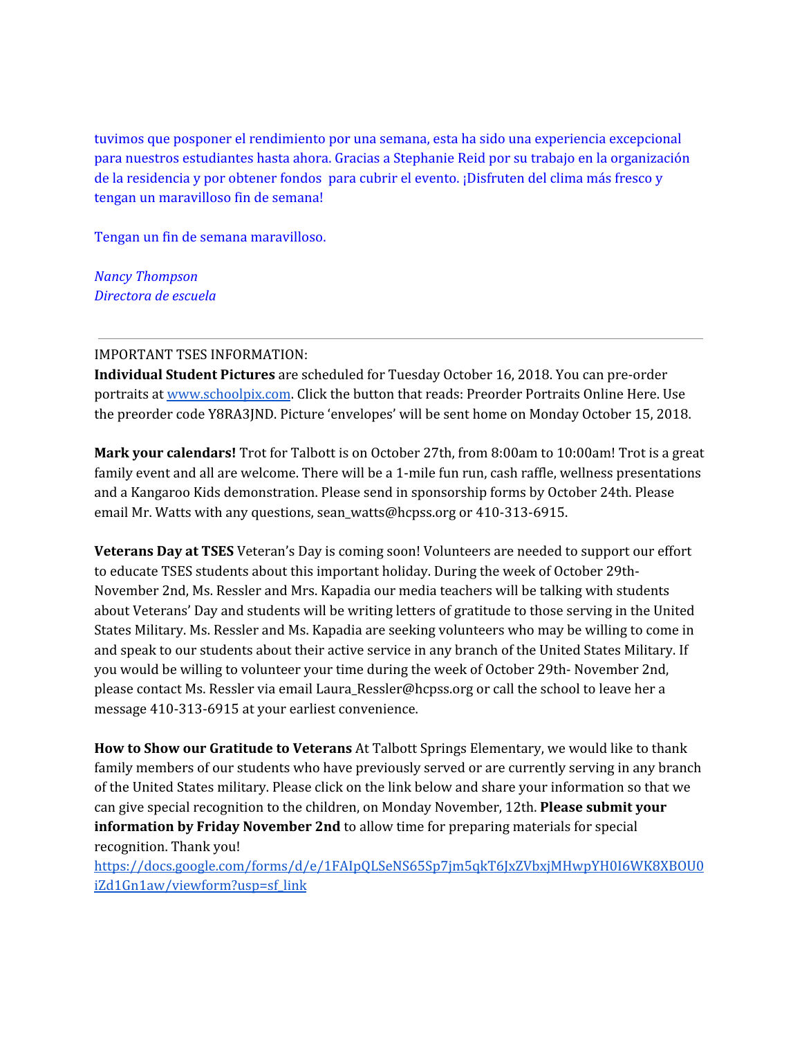tuvimos que posponer el rendimiento por una semana, esta ha sido una experiencia excepcional para nuestros estudiantes hasta ahora. Gracias a Stephanie Reid por su trabajo en la organización de la residencia y por obtener fondos para cubrir el evento. ¡Disfruten del clima más fresco y tengan un maravilloso fin de semana!

Tengan un fin de semana maravilloso.

*Nancy Thompson*
*Directora de escuela*

---

IMPORTANT TSES INFORMATION:
**Individual Student Pictures** are scheduled for Tuesday October 16, 2018. You can pre-order portraits at [www.schoolpix.com](www.schoolpix.com). Click the button that reads: Preorder Portraits Online Here. Use the preorder code Y8RA3JND. Picture 'envelopes' will be sent home on Monday October 15, 2018.

**Mark your calendars!** Trot for Talbott is on October 27th, from 8:00am to 10:00am! Trot is a great family event and all are welcome. There will be a 1-mile fun run, cash raffle, wellness presentations and a Kangaroo Kids demonstration. Please send in sponsorship forms by October 24th. Please email Mr. Watts with any questions, sean_watts@hcpss.org or 410-313-6915.

**Veterans Day at TSES** Veteran's Day is coming soon! Volunteers are needed to support our effort to educate TSES students about this important holiday. During the week of October 29th- November 2nd, Ms. Ressler and Mrs. Kapadia our media teachers will be talking with students about Veterans' Day and students will be writing letters of gratitude to those serving in the United States Military. Ms. Ressler and Ms. Kapadia are seeking volunteers who may be willing to come in and speak to our students about their active service in any branch of the United States Military. If you would be willing to volunteer your time during the week of October 29th- November 2nd, please contact Ms. Ressler via email Laura_Ressler@hcpss.org or call the school to leave her a message 410-313-6915 at your earliest convenience.

**How to Show our Gratitude to Veterans** At Talbott Springs Elementary, we would like to thank family members of our students who have previously served or are currently serving in any branch of the United States military. Please click on the link below and share your information so that we can give special recognition to the children, on Monday November, 12th. **Please submit your information by Friday November 2nd** to allow time for preparing materials for special recognition. Thank you!
[https://docs.google.com/forms/d/e/1FAIpQLSeNS65Sp7jm5qkT6JxZVbxjMHwpYH0I6WK8XBOU0iZd1Gn1aw/viewform?usp=sf_link](https://docs.google.com/forms/d/e/1FAIpQLSeNS65Sp7jm5qkT6JxZVbxjMHwpYH0I6WK8XBOU0iZd1Gn1aw/viewform?usp=sf_link)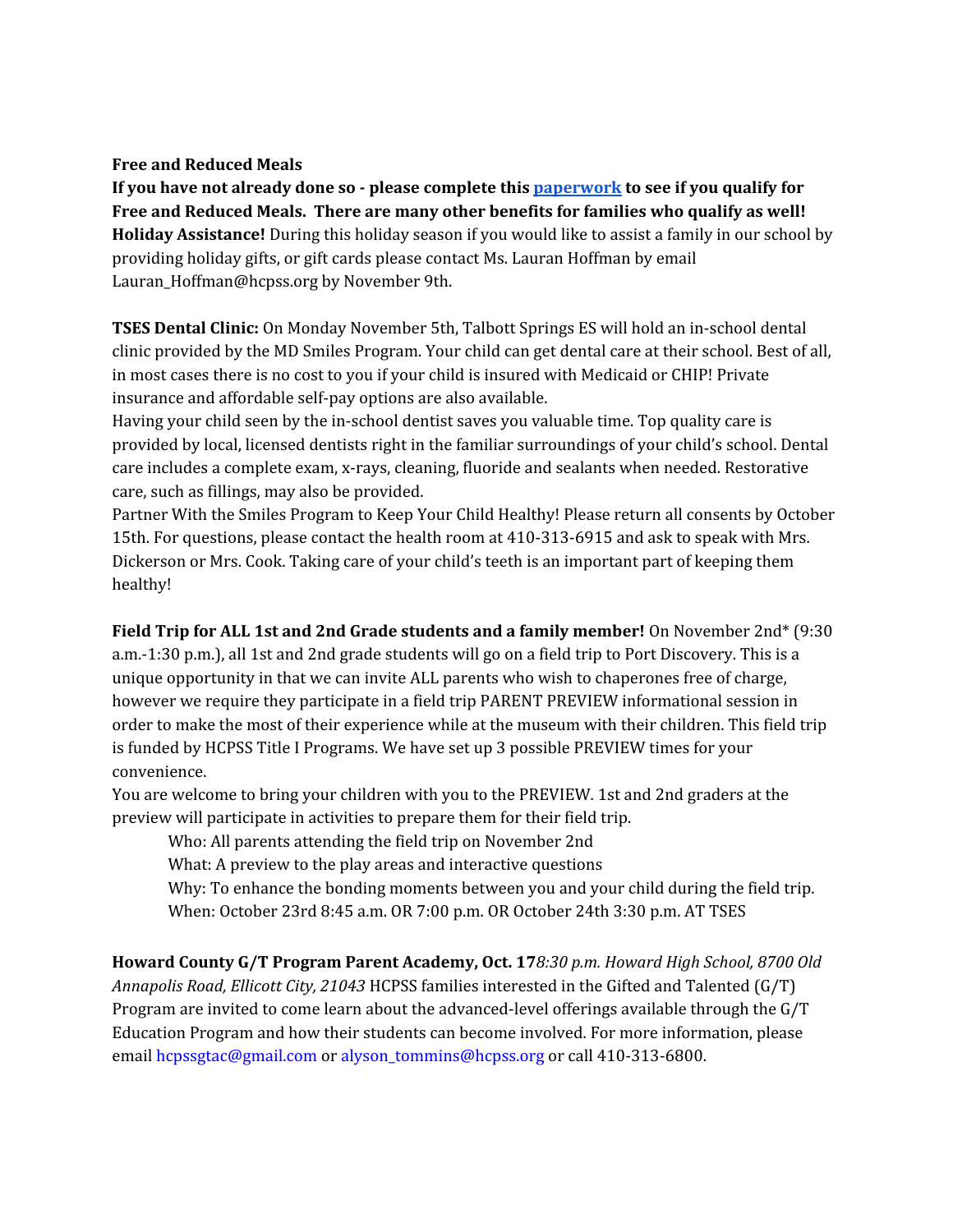**Free and Reduced Meals**

**If you have not already done so - please complete this [paperwork] to see if you qualify for Free and Reduced Meals. There are many other benefits for families who qualify as well!**

**Holiday Assistance!** During this holiday season if you would like to assist a family in our school by providing holiday gifts, or gift cards please contact Ms. Lauran Hoffman by email Lauran_Hoffman@hcpss.org by November 9th.

**TSES Dental Clinic:** On Monday November 5th, Talbott Springs ES will hold an in-school dental clinic provided by the MD Smiles Program. Your child can get dental care at their school. Best of all, in most cases there is no cost to you if your child is insured with Medicaid or CHIP! Private insurance and affordable self-pay options are also available.

Having your child seen by the in-school dentist saves you valuable time. Top quality care is provided by local, licensed dentists right in the familiar surroundings of your child's school. Dental care includes a complete exam, x-rays, cleaning, fluoride and sealants when needed. Restorative care, such as fillings, may also be provided.

Partner With the Smiles Program to Keep Your Child Healthy! Please return all consents by October 15th. For questions, please contact the health room at 410-313-6915 and ask to speak with Mrs. Dickerson or Mrs. Cook. Taking care of your child's teeth is an important part of keeping them healthy!

**Field Trip for ALL 1st and 2nd Grade students and a family member!** On November 2nd* (9:30 a.m.-1:30 p.m.), all 1st and 2nd grade students will go on a field trip to Port Discovery. This is a unique opportunity in that we can invite ALL parents who wish to chaperones free of charge, however we require they participate in a field trip PARENT PREVIEW informational session in order to make the most of their experience while at the museum with their children. This field trip is funded by HCPSS Title I Programs. We have set up 3 possible PREVIEW times for your convenience.

You are welcome to bring your children with you to the PREVIEW. 1st and 2nd graders at the preview will participate in activities to prepare them for their field trip.

> Who: All parents attending the field trip on November 2nd
> What: A preview to the play areas and interactive questions
> Why: To enhance the bonding moments between you and your child during the field trip.
> When: October 23rd 8:45 a.m. OR 7:00 p.m. OR October 24th 3:30 p.m. AT TSES

**Howard County G/T Program Parent Academy, Oct. 17***8:30 p.m. Howard High School, 8700 Old Annapolis Road, Ellicott City, 21043* HCPSS families interested in the Gifted and Talented (G/T) Program are invited to come learn about the advanced-level offerings available through the G/T Education Program and how their students can become involved. For more information, please email hcpssgtac@gmail.com or alyson_tommins@hcpss.org or call 410-313-6800.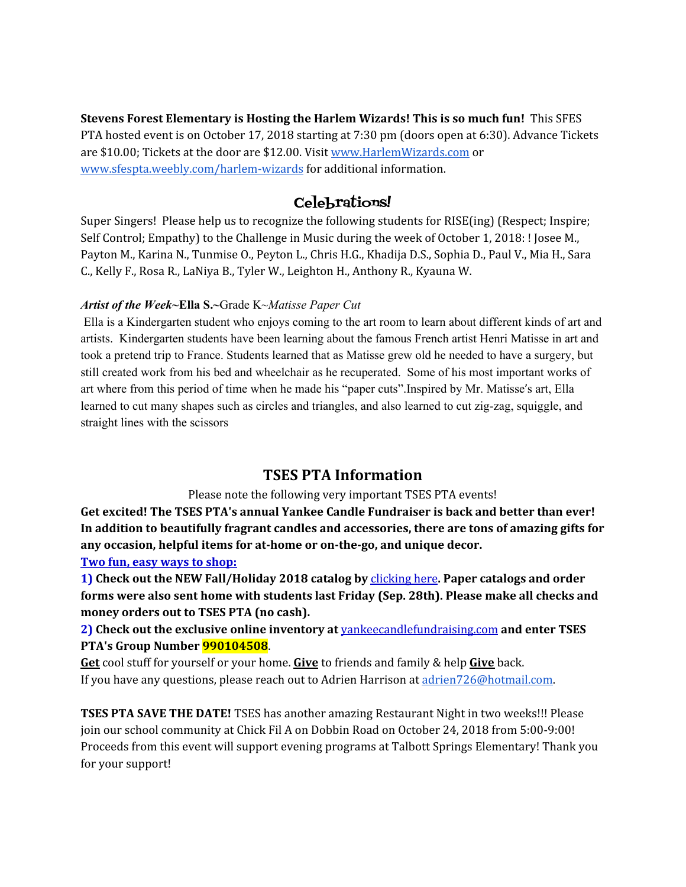**Stevens Forest Elementary is Hosting the Harlem Wizards! This is so much fun!** This SFES PTA hosted event is on October 17, 2018 starting at 7:30 pm (doors open at 6:30). Advance Tickets are $10.00; Tickets at the door are $12.00. Visit www.HarlemWizards.com or www.sfespta.weebly.com/harlem-wizards for additional information.

## Celebrations!

Super Singers! Please help us to recognize the following students for RISE(ing) (Respect; Inspire; Self Control; Empathy) to the Challenge in Music during the week of October 1, 2018: ! Josee M., Payton M., Karina N., Tunmise O., Peyton L., Chris H.G., Khadija D.S., Sophia D., Paul V., Mia H., Sara C., Kelly F., Rosa R., LaNiya B., Tyler W., Leighton H., Anthony R., Kyauna W.

***Artist of the Week*~Ella S.~**Grade K~*Matisse Paper Cut*

Ella is a Kindergarten student who enjoys coming to the art room to learn about different kinds of art and artists. Kindergarten students have been learning about the famous French artist Henri Matisse in art and took a pretend trip to France. Students learned that as Matisse grew old he needed to have a surgery, but still created work from his bed and wheelchair as he recuperated. Some of his most important works of art where from this period of time when he made his "paper cuts".Inspired by Mr. Matisse's art, Ella learned to cut many shapes such as circles and triangles, and also learned to cut zig-zag, squiggle, and straight lines with the scissors

## TSES PTA Information

Please note the following very important TSES PTA events!

**Get excited! The TSES PTA's annual Yankee Candle Fundraiser is back and better than ever! In addition to beautifully fragrant candles and accessories, there are tons of amazing gifts for any occasion, helpful items for at-home or on-the-go, and unique decor.**

**Two fun, easy ways to shop:**

**1) Check out the NEW Fall/Holiday 2018 catalog by** clicking here**. Paper catalogs and order forms were also sent home with students last Friday (Sep. 28th). Please make all checks and money orders out to TSES PTA (no cash).**

**2) Check out the exclusive online inventory at** yankeecandlefundraising.com **and enter TSES PTA's Group Number 990104508**.

**Get** cool stuff for yourself or your home. **Give** to friends and family & help **Give** back.
If you have any questions, please reach out to Adrien Harrison at adrien726@hotmail.com.

**TSES PTA SAVE THE DATE!** TSES has another amazing Restaurant Night in two weeks!!! Please join our school community at Chick Fil A on Dobbin Road on October 24, 2018 from 5:00-9:00! Proceeds from this event will support evening programs at Talbott Springs Elementary! Thank you for your support!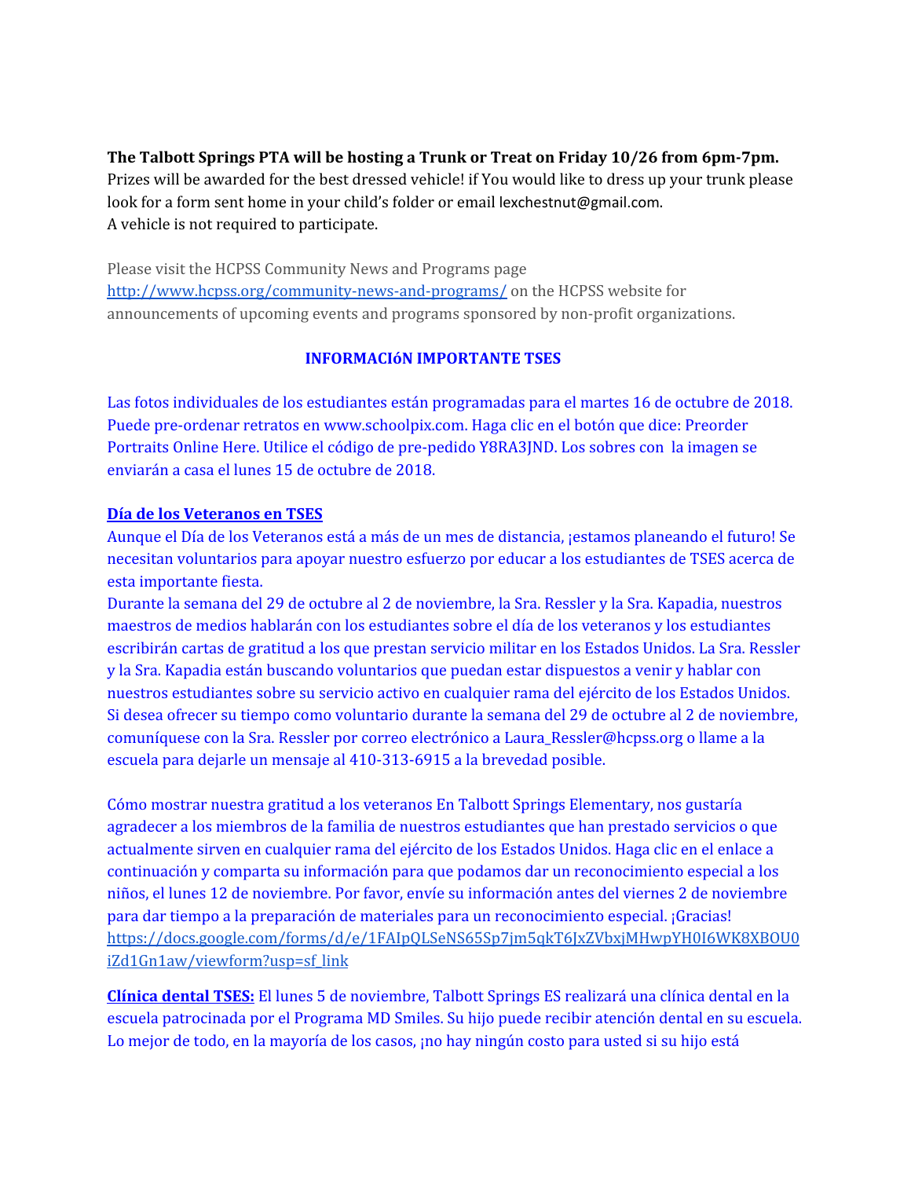**The Talbott Springs PTA will be hosting a Trunk or Treat on Friday 10/26 from 6pm-7pm.** Prizes will be awarded for the best dressed vehicle! if You would like to dress up your trunk please look for a form sent home in your child's folder or email lexchestnut@gmail.com.
A vehicle is not required to participate.

Please visit the HCPSS Community News and Programs page http://www.hcpss.org/community-news-and-programs/ on the HCPSS website for announcements of upcoming events and programs sponsored by non-profit organizations.

## INFORMACIóN IMPORTANTE TSES

Las fotos individuales de los estudiantes están programadas para el martes 16 de octubre de 2018. Puede pre-ordenar retratos en www.schoolpix.com. Haga clic en el botón que dice: Preorder Portraits Online Here. Utilice el código de pre-pedido Y8RA3JND. Los sobres con la imagen se enviarán a casa el lunes 15 de octubre de 2018.

**Día de los Veteranos en TSES**

Aunque el Día de los Veteranos está a más de un mes de distancia, ¡estamos planeando el futuro! Se necesitan voluntarios para apoyar nuestro esfuerzo por educar a los estudiantes de TSES acerca de esta importante fiesta.

Durante la semana del 29 de octubre al 2 de noviembre, la Sra. Ressler y la Sra. Kapadia, nuestros maestros de medios hablarán con los estudiantes sobre el día de los veteranos y los estudiantes escribirán cartas de gratitud a los que prestan servicio militar en los Estados Unidos. La Sra. Ressler y la Sra. Kapadia están buscando voluntarios que puedan estar dispuestos a venir y hablar con nuestros estudiantes sobre su servicio activo en cualquier rama del ejército de los Estados Unidos. Si desea ofrecer su tiempo como voluntario durante la semana del 29 de octubre al 2 de noviembre, comuníquese con la Sra. Ressler por correo electrónico a Laura_Ressler@hcpss.org o llame a la escuela para dejarle un mensaje al 410-313-6915 a la brevedad posible.

Cómo mostrar nuestra gratitud a los veteranos En Talbott Springs Elementary, nos gustaría agradecer a los miembros de la familia de nuestros estudiantes que han prestado servicios o que actualmente sirven en cualquier rama del ejército de los Estados Unidos. Haga clic en el enlace a continuación y comparta su información para que podamos dar un reconocimiento especial a los niños, el lunes 12 de noviembre. Por favor, envíe su información antes del viernes 2 de noviembre para dar tiempo a la preparación de materiales para un reconocimiento especial. ¡Gracias!
https://docs.google.com/forms/d/e/1FAIpQLSeNS65Sp7jm5qkT6JxZVbxjMHwpYH0I6WK8XBOU0iZd1Gn1aw/viewform?usp=sf_link

**Clínica dental TSES:** El lunes 5 de noviembre, Talbott Springs ES realizará una clínica dental en la escuela patrocinada por el Programa MD Smiles. Su hijo puede recibir atención dental en su escuela. Lo mejor de todo, en la mayoría de los casos, ¡no hay ningún costo para usted si su hijo está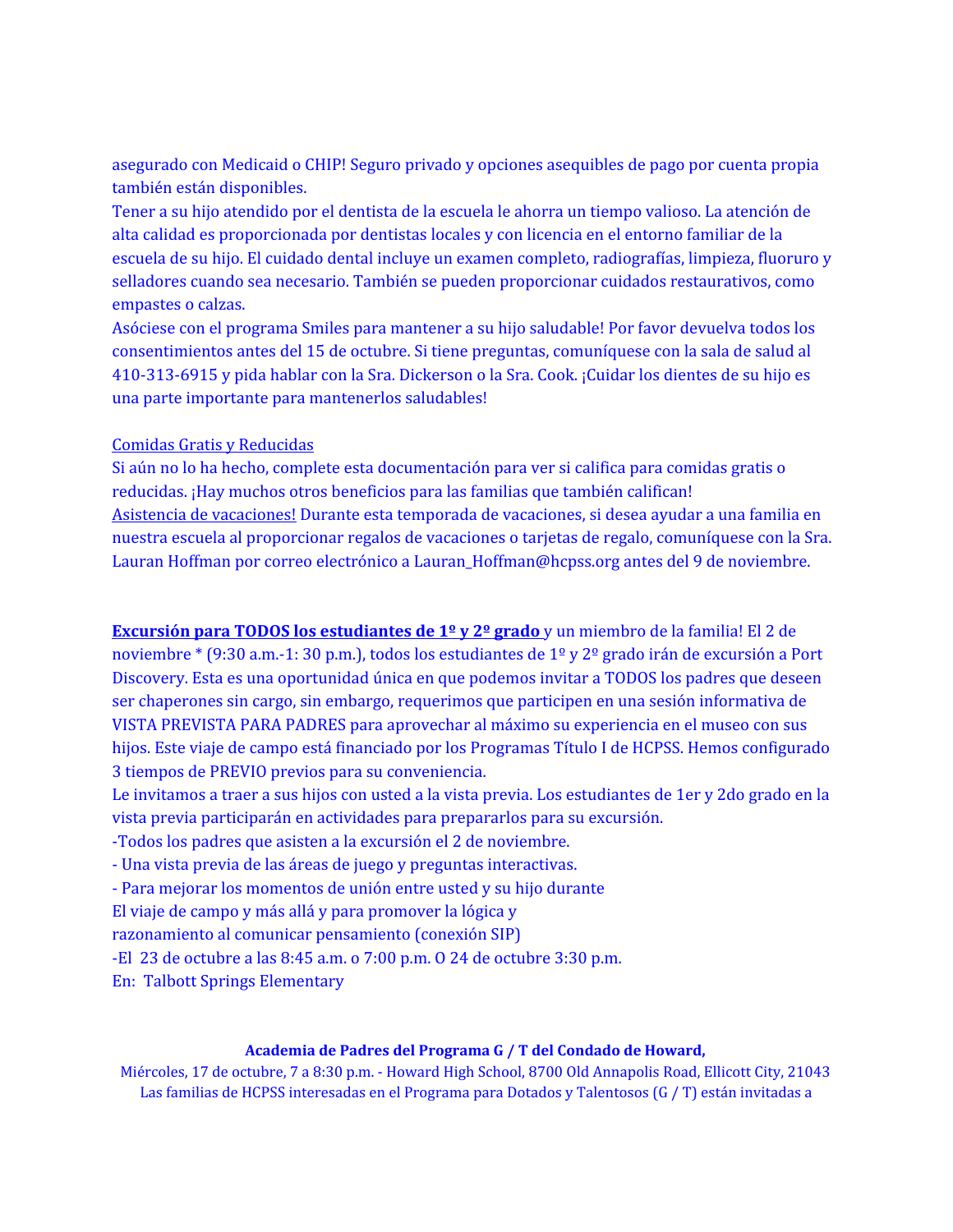asegurado con Medicaid o CHIP! Seguro privado y opciones asequibles de pago por cuenta propia también están disponibles.
Tener a su hijo atendido por el dentista de la escuela le ahorra un tiempo valioso. La atención de alta calidad es proporcionada por dentistas locales y con licencia en el entorno familiar de la escuela de su hijo. El cuidado dental incluye un examen completo, radiografías, limpieza, fluoruro y selladores cuando sea necesario. También se pueden proporcionar cuidados restaurativos, como empastes o calzas.
Asóciese con el programa Smiles para mantener a su hijo saludable! Por favor devuelva todos los consentimientos antes del 15 de octubre. Si tiene preguntas, comuníquese con la sala de salud al 410-313-6915 y pida hablar con la Sra. Dickerson o la Sra. Cook. ¡Cuidar los dientes de su hijo es una parte importante para mantenerlos saludables!

Comidas Gratis y Reducidas
Si aún no lo ha hecho, complete esta documentación para ver si califica para comidas gratis o reducidas. ¡Hay muchos otros beneficios para las familias que también califican!
Asistencia de vacaciones! Durante esta temporada de vacaciones, si desea ayudar a una familia en nuestra escuela al proporcionar regalos de vacaciones o tarjetas de regalo, comuníquese con la Sra. Lauran Hoffman por correo electrónico a Lauran_Hoffman@hcpss.org antes del 9 de noviembre.

**Excursión para TODOS los estudiantes de 1º y 2º grado** y un miembro de la familia! El 2 de noviembre * (9:30 a.m.-1: 30 p.m.), todos los estudiantes de 1º y 2º grado irán de excursión a Port Discovery. Esta es una oportunidad única en que podemos invitar a TODOS los padres que deseen ser chaperones sin cargo, sin embargo, requerimos que participen en una sesión informativa de VISTA PREVISTA PARA PADRES para aprovechar al máximo su experiencia en el museo con sus hijos. Este viaje de campo está financiado por los Programas Título I de HCPSS. Hemos configurado 3 tiempos de PREVIO previos para su conveniencia.
Le invitamos a traer a sus hijos con usted a la vista previa. Los estudiantes de 1er y 2do grado en la vista previa participarán en actividades para prepararlos para su excursión.
-Todos los padres que asisten a la excursión el 2 de noviembre.
- Una vista previa de las áreas de juego y preguntas interactivas.
- Para mejorar los momentos de unión entre usted y su hijo durante
El viaje de campo y más allá y para promover la lógica y
razonamiento al comunicar pensamiento (conexión SIP)
-El 23 de octubre a las 8:45 a.m. o 7:00 p.m. O 24 de octubre 3:30 p.m.
En: Talbott Springs Elementary

**Academia de Padres del Programa G / T del Condado de Howard,**
Miércoles, 17 de octubre, 7 a 8:30 p.m. - Howard High School, 8700 Old Annapolis Road, Ellicott City, 21043
Las familias de HCPSS interesadas en el Programa para Dotados y Talentosos (G / T) están invitadas a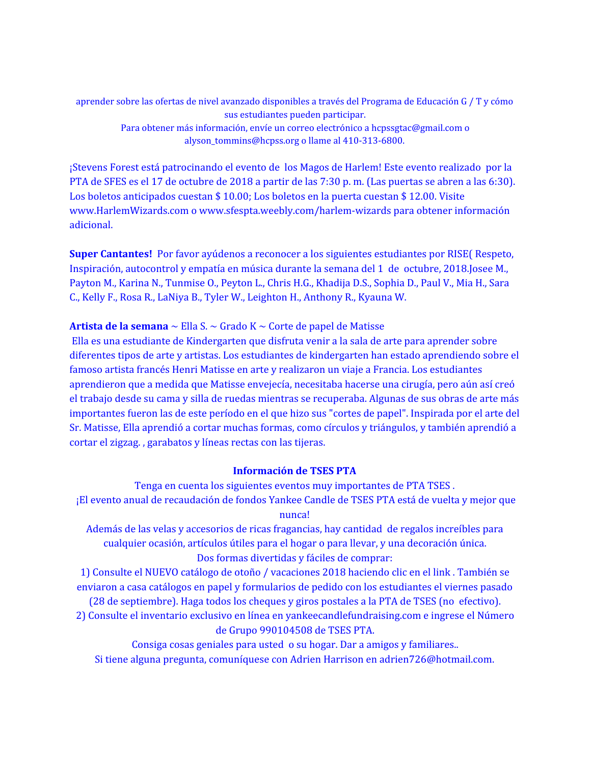aprender sobre las ofertas de nivel avanzado disponibles a través del Programa de Educación G / T y cómo sus estudiantes pueden participar.
Para obtener más información, envíe un correo electrónico a hcpssgtac@gmail.com o alyson_tommins@hcpss.org o llame al 410-313-6800.

¡Stevens Forest está patrocinando el evento de los Magos de Harlem! Este evento realizado por la PTA de SFES es el 17 de octubre de 2018 a partir de las 7:30 p. m. (Las puertas se abren a las 6:30). Los boletos anticipados cuestan $ 10.00; Los boletos en la puerta cuestan $ 12.00. Visite www.HarlemWizards.com o www.sfespta.weebly.com/harlem-wizards para obtener información adicional.

**Super Cantantes!** Por favor ayúdenos a reconocer a los siguientes estudiantes por RISE( Respeto, Inspiración, autocontrol y empatía en música durante la semana del 1 de octubre, 2018.Josee M., Payton M., Karina N., Tunmise O., Peyton L., Chris H.G., Khadija D.S., Sophia D., Paul V., Mia H., Sara C., Kelly F., Rosa R., LaNiya B., Tyler W., Leighton H., Anthony R., Kyauna W.

**Artista de la semana** ~ Ella S. ~ Grado K ~ Corte de papel de Matisse
Ella es una estudiante de Kindergarten que disfruta venir a la sala de arte para aprender sobre diferentes tipos de arte y artistas. Los estudiantes de kindergarten han estado aprendiendo sobre el famoso artista francés Henri Matisse en arte y realizaron un viaje a Francia. Los estudiantes aprendieron que a medida que Matisse envejecía, necesitaba hacerse una cirugía, pero aún así creó el trabajo desde su cama y silla de ruedas mientras se recuperaba. Algunas de sus obras de arte más importantes fueron las de este período en el que hizo sus "cortes de papel". Inspirada por el arte del Sr. Matisse, Ella aprendió a cortar muchas formas, como círculos y triángulos, y también aprendió a cortar el zigzag. , garabatos y líneas rectas con las tijeras.

**Información de TSES PTA**

Tenga en cuenta los siguientes eventos muy importantes de PTA TSES .
¡El evento anual de recaudación de fondos Yankee Candle de TSES PTA está de vuelta y mejor que nunca!
Además de las velas y accesorios de ricas fragancias, hay cantidad de regalos increíbles para cualquier ocasión, artículos útiles para el hogar o para llevar, y una decoración única.
Dos formas divertidas y fáciles de comprar:
1) Consulte el NUEVO catálogo de otoño / vacaciones 2018 haciendo clic en el link . También se enviaron a casa catálogos en papel y formularios de pedido con los estudiantes el viernes pasado (28 de septiembre). Haga todos los cheques y giros postales a la PTA de TSES (no efectivo).
2) Consulte el inventario exclusivo en línea en yankeecandlefundraising.com e ingrese el Número de Grupo 990104508 de TSES PTA.
Consiga cosas geniales para usted o su hogar. Dar a amigos y familiares..
Si tiene alguna pregunta, comuníquese con Adrien Harrison en adrien726@hotmail.com.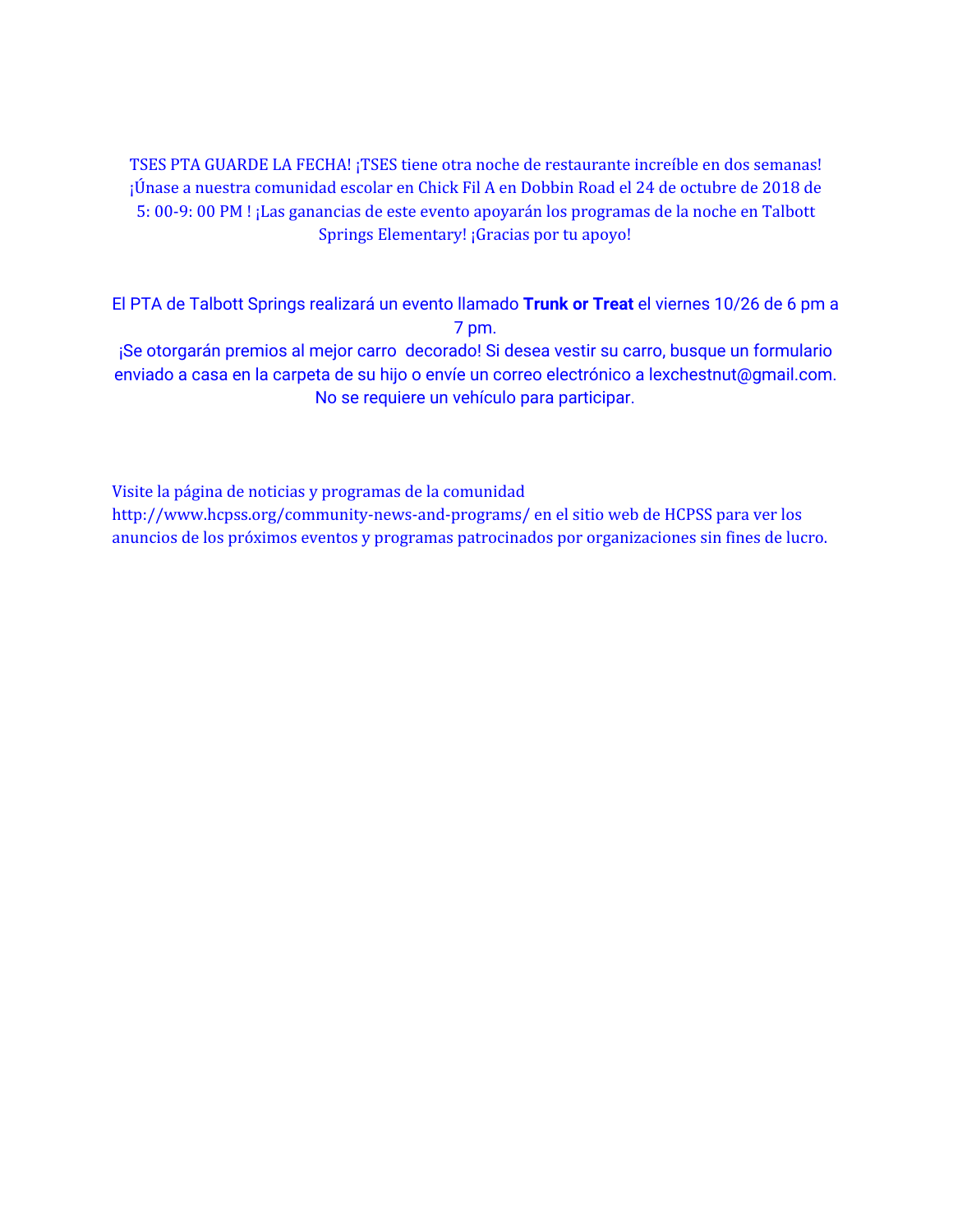TSES PTA GUARDE LA FECHA! ¡TSES tiene otra noche de restaurante increíble en dos semanas! ¡Únase a nuestra comunidad escolar en Chick Fil A en Dobbin Road el 24 de octubre de 2018 de 5: 00-9: 00 PM ! ¡Las ganancias de este evento apoyarán los programas de la noche en Talbott Springs Elementary! ¡Gracias por tu apoyo!

El PTA de Talbott Springs realizará un evento llamado **Trunk or Treat** el viernes 10/26 de 6 pm a 7 pm.
¡Se otorgarán premios al mejor carro decorado! Si desea vestir su carro, busque un formulario enviado a casa en la carpeta de su hijo o envíe un correo electrónico a lexchestnut@gmail.com. No se requiere un vehículo para participar.

Visite la página de noticias y programas de la comunidad http://www.hcpss.org/community-news-and-programs/ en el sitio web de HCPSS para ver los anuncios de los próximos eventos y programas patrocinados por organizaciones sin fines de lucro.